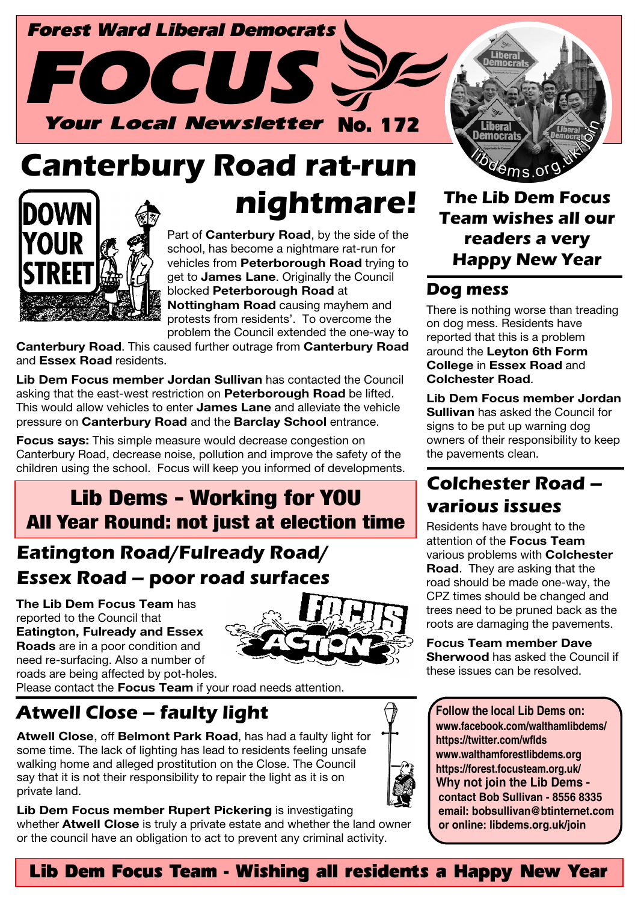Forest Ward Liberal Democrats

# FOCUS

Your Local Newsletter No. 172

# Canterbury Road rat-run nightmare!

DOWN YOUR STREET

Part of **Canterbury Road**, by the side of the school, has become a nightmare rat-run for vehicles from **Peterborough Road** trying to get to **James Lane**. Originally the Council blocked **Peterborough Road** at **Nottingham Road** causing mayhem and protests from residents'. To overcome the problem the Council extended the one-way to **Canterbury Road**. This caused further outrage from **Canterbury Road** and **Essex Road** residents.

**Lib Dem Focus member Jordan Sullivan** has contacted the Council asking that the east-west restriction on **Peterborough Road** be lifted. This would allow vehicles to enter **James Lane** and alleviate the vehicle pressure on **Canterbury Road** and the **Barclay School** entrance.

**Focus says:** This simple measure would decrease congestion on Canterbury Road, decrease noise, pollution and improve the safety of the children using the school. Focus will keep you informed of developments.

**Lib Dems - Working for YOU**
**All Year Round: not just at election time**

## Eatington Road/Fulready Road/ Essex Road – poor road surfaces

**The Lib Dem Focus Team** has reported to the Council that **Eatington, Fulready and Essex Roads** are in a poor condition and need re-surfacing. Also a number of roads are being affected by pot-holes. Please contact the **Focus Team** if your road needs attention.

FOCUS ACTION

## Atwell Close – faulty light

**Atwell Close**, off **Belmont Park Road**, has had a faulty light for some time. The lack of lighting has lead to residents feeling unsafe walking home and alleged prostitution on the Close. The Council say that it is not their responsibility to repair the light as it is on private land.

**Lib Dem Focus member Rupert Pickering** is investigating whether **Atwell Close** is truly a private estate and whether the land owner or the council have an obligation to act to prevent any criminal activity.

libdems.org.uk/join

### The Lib Dem Focus Team wishes all our readers a very Happy New Year

## Dog mess

There is nothing worse than treading on dog mess. Residents have reported that this is a problem around the **Leyton 6th Form College** in **Essex Road** and **Colchester Road**.

**Lib Dem Focus member Jordan Sullivan** has asked the Council for signs to be put up warning dog owners of their responsibility to keep the pavements clean.

## Colchester Road – various issues

Residents have brought to the attention of the **Focus Team** various problems with **Colchester Road**. They are asking that the road should be made one-way, the CPZ times should be changed and trees need to be pruned back as the roots are damaging the pavements.

**Focus Team member Dave Sherwood** has asked the Council if these issues can be resolved.

**Follow the local Lib Dems on:**
**www.facebook.com/walthamlibdems/**
**https://twitter.com/wflds**
**www.walthamforestlibdems.org**
**https://forest.focusteam.org.uk/**
**Why not join the Lib Dems - contact Bob Sullivan - 8556 8335**
**email: bobsullivan@btinternet.com**
**or online: libdems.org.uk/join**

**Lib Dem Focus Team - Wishing all residents a Happy New Year**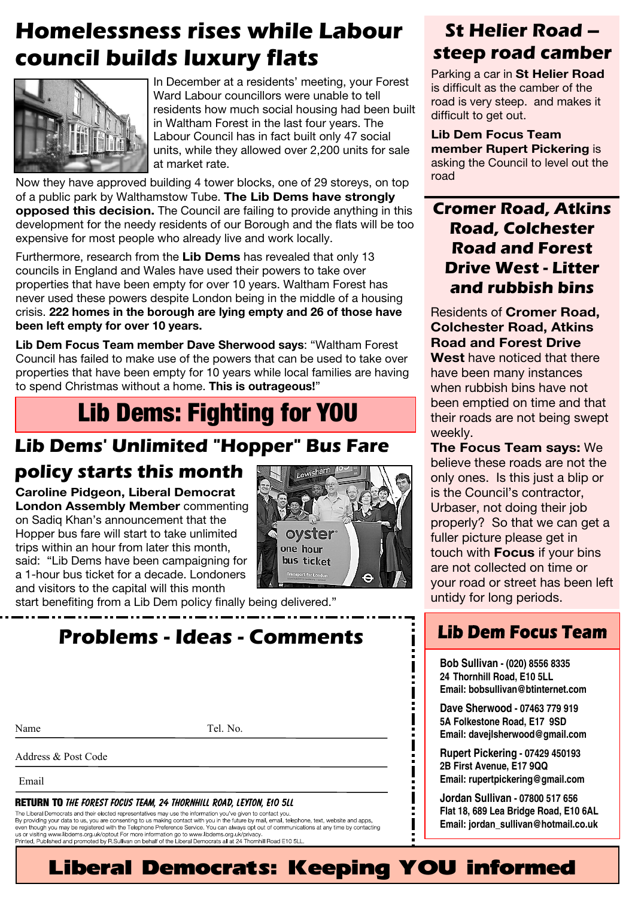# Homelessness rises while Labour council builds luxury flats

In December at a residents' meeting, your Forest Ward Labour councillors were unable to tell residents how much social housing had been built in Waltham Forest in the last four years. The Labour Council has in fact built only 47 social units, while they allowed over 2,200 units for sale at market rate.

Now they have approved building 4 tower blocks, one of 29 storeys, on top of a public park by Walthamstow Tube. **The Lib Dems have strongly opposed this decision.** The Council are failing to provide anything in this development for the needy residents of our Borough and the flats will be too expensive for most people who already live and work locally.

Furthermore, research from the **Lib Dems** has revealed that only 13 councils in England and Wales have used their powers to take over properties that have been empty for over 10 years. Waltham Forest has never used these powers despite London being in the middle of a housing crisis. **222 homes in the borough are lying empty and 26 of those have been left empty for over 10 years.**

**Lib Dem Focus Team member Dave Sherwood says**: "Waltham Forest Council has failed to make use of the powers that can be used to take over properties that have been empty for 10 years while local families are having to spend Christmas without a home. **This is outrageous!**"

## Lib Dems: Fighting for YOU

## Lib Dems' Unlimited "Hopper" Bus Fare policy starts this month

**Caroline Pidgeon, Liberal Democrat London Assembly Member** commenting on Sadiq Khan's announcement that the Hopper bus fare will start to take unlimited trips within an hour from later this month, said: "Lib Dems have been campaigning for a 1-hour bus ticket for a decade. Londoners and visitors to the capital will this month start benefiting from a Lib Dem policy finally being delivered."

## St Helier Road – steep road camber

Parking a car in **St Helier Road** is difficult as the camber of the road is very steep. and makes it difficult to get out.

**Lib Dem Focus Team member Rupert Pickering** is asking the Council to level out the road

## Cromer Road, Atkins Road, Colchester Road and Forest Drive West - Litter and rubbish bins

Residents of **Cromer Road, Colchester Road, Atkins Road and Forest Drive West** have noticed that there have been many instances when rubbish bins have not been emptied on time and that their roads are not being swept weekly.

**The Focus Team says:** We believe these roads are not the only ones. Is this just a blip or is the Council's contractor, Urbaser, not doing their job properly? So that we can get a fuller picture please get in touch with **Focus** if your bins are not collected on time or your road or street has been left untidy for long periods.

## Problems - Ideas - Comments

Name Tel. No.

Address & Post Code

Email

**RETURN TO** *THE FOREST FOCUS TEAM, 24 THORNHILL ROAD, LEYTON, E10 5LL*

The Liberal Democrats and their elected representatives may use the information you've given to contact you. By providing your data to us, you are consenting to us making contact with you in the future by mail, email, telephone, text, website and apps, even though you may be registered with the Telephone Preference Service. You can always opt out of communications at any time by contacting us or visiting www.libdems.org.uk/optout For more information go to www.libdems.org.uk/privacy.
Printed, Published and promoted by R.Sullivan on behalf of the Liberal Democrats all at 24 Thornhill Road E10 5LL.

## Lib Dem Focus Team

**Bob Sullivan - (020) 8556 8335**
**24 Thornhill Road, E10 5LL**
**Email: bobsullivan@btinternet.com**

**Dave Sherwood - 07463 779 919**
**5A Folkestone Road, E17 9SD**
**Email: davejlsherwood@gmail.com**

**Rupert Pickering - 07429 450193**
**2B First Avenue, E17 9QQ**
**Email: rupertpickering@gmail.com**

**Jordan Sullivan - 07800 517 656**
**Flat 18, 689 Lea Bridge Road, E10 6AL**
**Email: jordan_sullivan@hotmail.co.uk**

## Liberal Democrats: Keeping YOU informed